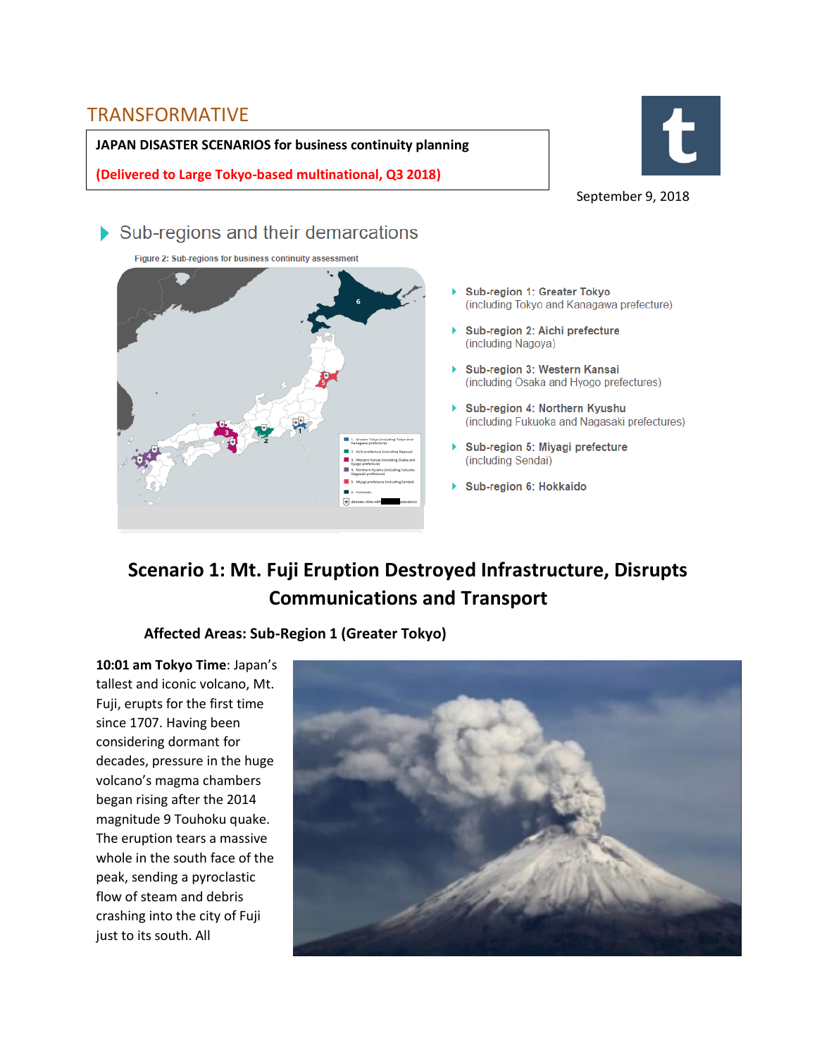TRANSFORMATIVE

**JAPAN DISASTER SCENARIOS for business continuity planning**

**(Delivered to Large Tokyo-based multinational, Q3 2018)**

September 9, 2018

## Sub-regions and their demarcations

Figure 2: Sub-regions for business continuity assessment

- **Sub-region 1: Greater Tokyo** (including Tokyo and Kanagawa prefecture)
- **Sub-region 2: Aichi prefecture** (including Nagoya)
- **Sub-region 3: Western Kansai** (including Osaka and Hyogo prefectures)
- **Sub-region 4: Northern Kyushu** (including Fukuoka and Nagasaki prefectures)
- **Sub-region 5: Miyagi prefecture** (including Sendai)
- **Sub-region 6: Hokkaido**

# Scenario 1: Mt. Fuji Eruption Destroyed Infrastructure, Disrupts Communications and Transport

### Affected Areas: Sub-Region 1 (Greater Tokyo)

**10:01 am Tokyo Time**: Japan's tallest and iconic volcano, Mt. Fuji, erupts for the first time since 1707. Having been considering dormant for decades, pressure in the huge volcano's magma chambers began rising after the 2014 magnitude 9 Touhoku quake. The eruption tears a massive whole in the south face of the peak, sending a pyroclastic flow of steam and debris crashing into the city of Fuji just to its south. All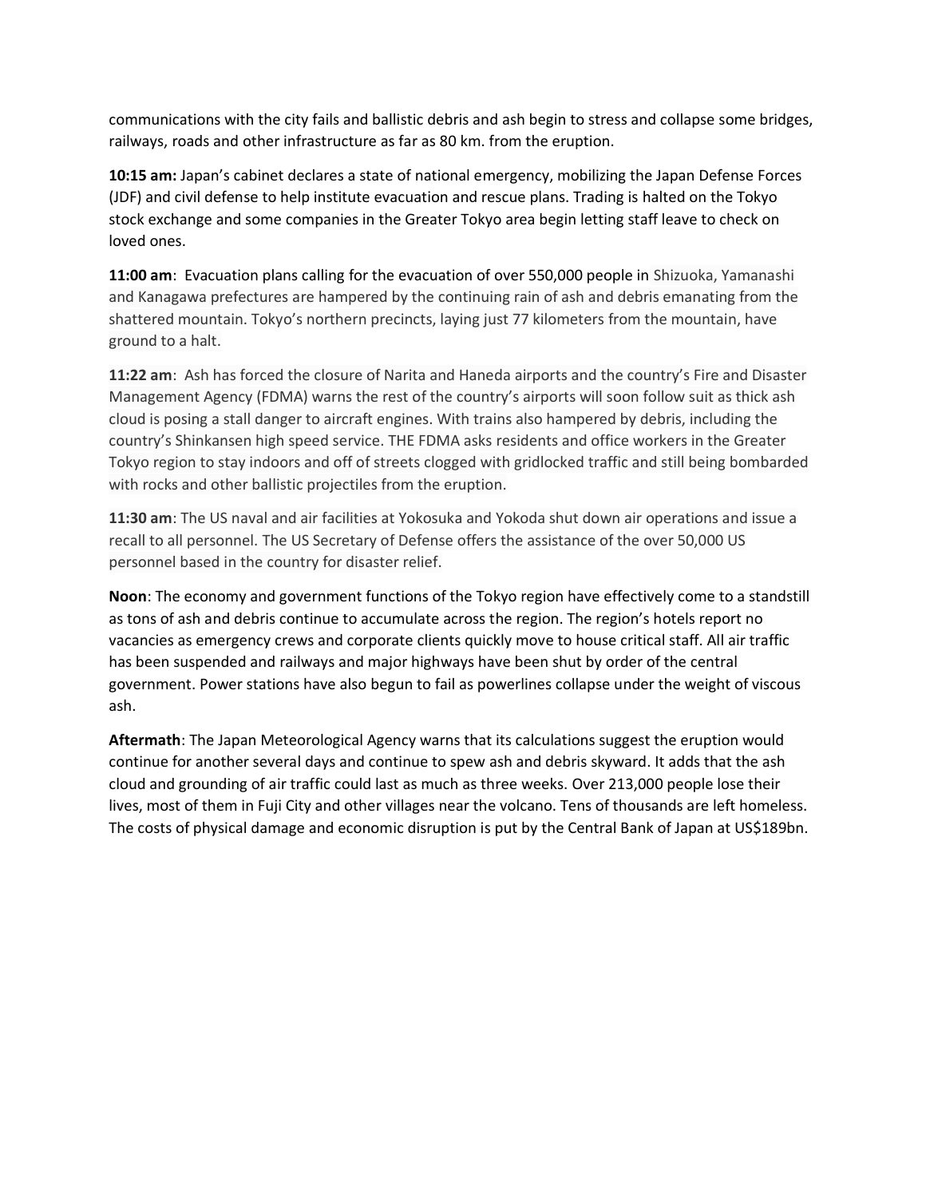communications with the city fails and ballistic debris and ash begin to stress and collapse some bridges, railways, roads and other infrastructure as far as 80 km. from the eruption.

**10:15 am:** Japan's cabinet declares a state of national emergency, mobilizing the Japan Defense Forces (JDF) and civil defense to help institute evacuation and rescue plans. Trading is halted on the Tokyo stock exchange and some companies in the Greater Tokyo area begin letting staff leave to check on loved ones.

**11:00 am**: Evacuation plans calling for the evacuation of over 550,000 people in Shizuoka, Yamanashi and Kanagawa prefectures are hampered by the continuing rain of ash and debris emanating from the shattered mountain. Tokyo's northern precincts, laying just 77 kilometers from the mountain, have ground to a halt.

**11:22 am**: Ash has forced the closure of Narita and Haneda airports and the country's Fire and Disaster Management Agency (FDMA) warns the rest of the country's airports will soon follow suit as thick ash cloud is posing a stall danger to aircraft engines. With trains also hampered by debris, including the country's Shinkansen high speed service. THE FDMA asks residents and office workers in the Greater Tokyo region to stay indoors and off of streets clogged with gridlocked traffic and still being bombarded with rocks and other ballistic projectiles from the eruption.

**11:30 am**: The US naval and air facilities at Yokosuka and Yokoda shut down air operations and issue a recall to all personnel. The US Secretary of Defense offers the assistance of the over 50,000 US personnel based in the country for disaster relief.

**Noon**: The economy and government functions of the Tokyo region have effectively come to a standstill as tons of ash and debris continue to accumulate across the region. The region's hotels report no vacancies as emergency crews and corporate clients quickly move to house critical staff. All air traffic has been suspended and railways and major highways have been shut by order of the central government. Power stations have also begun to fail as powerlines collapse under the weight of viscous ash.

**Aftermath**: The Japan Meteorological Agency warns that its calculations suggest the eruption would continue for another several days and continue to spew ash and debris skyward. It adds that the ash cloud and grounding of air traffic could last as much as three weeks. Over 213,000 people lose their lives, most of them in Fuji City and other villages near the volcano. Tens of thousands are left homeless. The costs of physical damage and economic disruption is put by the Central Bank of Japan at US$189bn.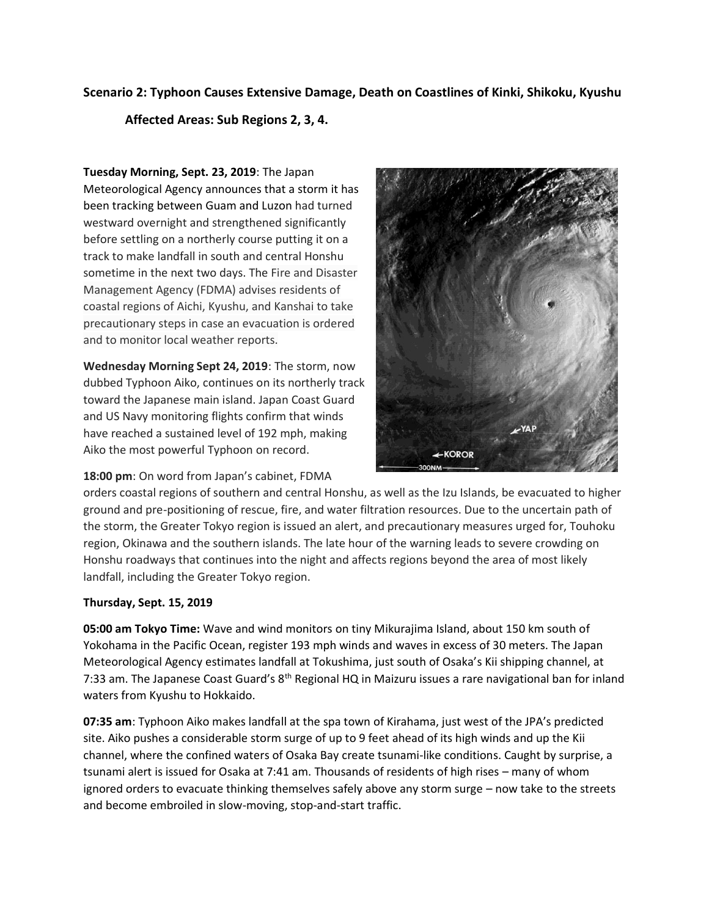**Scenario 2: Typhoon Causes Extensive Damage, Death on Coastlines of Kinki, Shikoku, Kyushu**

**Affected Areas: Sub Regions 2, 3, 4.**

**Tuesday Morning, Sept. 23, 2019**: The Japan Meteorological Agency announces that a storm it has been tracking between Guam and Luzon had turned westward overnight and strengthened significantly before settling on a northerly course putting it on a track to make landfall in south and central Honshu sometime in the next two days. The Fire and Disaster Management Agency (FDMA) advises residents of coastal regions of Aichi, Kyushu, and Kanshai to take precautionary steps in case an evacuation is ordered and to monitor local weather reports.

**Wednesday Morning Sept 24, 2019**: The storm, now dubbed Typhoon Aiko, continues on its northerly track toward the Japanese main island. Japan Coast Guard and US Navy monitoring flights confirm that winds have reached a sustained level of 192 mph, making Aiko the most powerful Typhoon on record.

**18:00 pm**: On word from Japan's cabinet, FDMA orders coastal regions of southern and central Honshu, as well as the Izu Islands, be evacuated to higher ground and pre-positioning of rescue, fire, and water filtration resources. Due to the uncertain path of the storm, the Greater Tokyo region is issued an alert, and precautionary measures urged for, Touhoku region, Okinawa and the southern islands. The late hour of the warning leads to severe crowding on Honshu roadways that continues into the night and affects regions beyond the area of most likely landfall, including the Greater Tokyo region.

**Thursday, Sept. 15, 2019**

**05:00 am Tokyo Time:** Wave and wind monitors on tiny Mikurajima Island, about 150 km south of Yokohama in the Pacific Ocean, register 193 mph winds and waves in excess of 30 meters. The Japan Meteorological Agency estimates landfall at Tokushima, just south of Osaka's Kii shipping channel, at 7:33 am. The Japanese Coast Guard's 8th Regional HQ in Maizuru issues a rare navigational ban for inland waters from Kyushu to Hokkaido.

**07:35 am**: Typhoon Aiko makes landfall at the spa town of Kirahama, just west of the JPA's predicted site. Aiko pushes a considerable storm surge of up to 9 feet ahead of its high winds and up the Kii channel, where the confined waters of Osaka Bay create tsunami-like conditions. Caught by surprise, a tsunami alert is issued for Osaka at 7:41 am. Thousands of residents of high rises – many of whom ignored orders to evacuate thinking themselves safely above any storm surge – now take to the streets and become embroiled in slow-moving, stop-and-start traffic.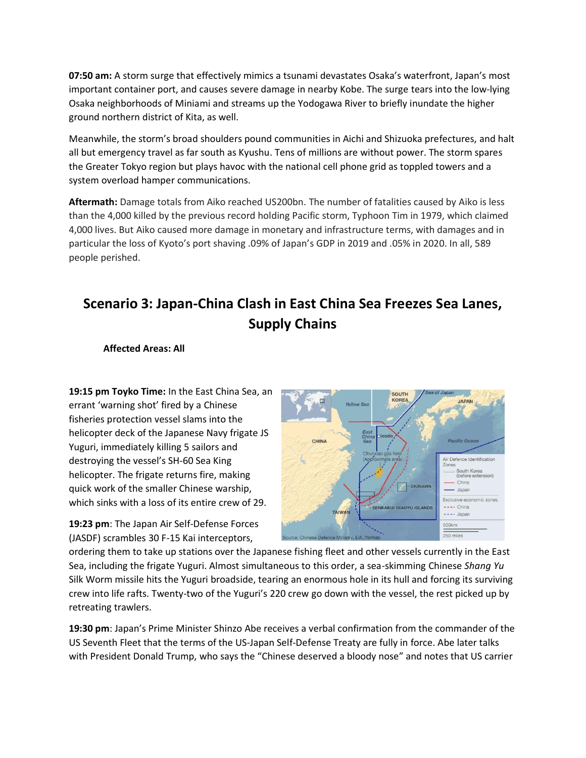**07:50 am:** A storm surge that effectively mimics a tsunami devastates Osaka's waterfront, Japan's most important container port, and causes severe damage in nearby Kobe. The surge tears into the low-lying Osaka neighborhoods of Miniami and streams up the Yodogawa River to briefly inundate the higher ground northern district of Kita, as well.

Meanwhile, the storm's broad shoulders pound communities in Aichi and Shizuoka prefectures, and halt all but emergency travel as far south as Kyushu. Tens of millions are without power. The storm spares the Greater Tokyo region but plays havoc with the national cell phone grid as toppled towers and a system overload hamper communications.

**Aftermath:** Damage totals from Aiko reached US200bn. The number of fatalities caused by Aiko is less than the 4,000 killed by the previous record holding Pacific storm, Typhoon Tim in 1979, which claimed 4,000 lives. But Aiko caused more damage in monetary and infrastructure terms, with damages and in particular the loss of Kyoto's port shaving .09% of Japan's GDP in 2019 and .05% in 2020. In all, 589 people perished.

## Scenario 3: Japan-China Clash in East China Sea Freezes Sea Lanes, Supply Chains

**Affected Areas: All**

**19:15 pm Toyko Time:** In the East China Sea, an errant 'warning shot' fired by a Chinese fisheries protection vessel slams into the helicopter deck of the Japanese Navy frigate JS Yuguri, immediately killing 5 sailors and destroying the vessel's SH-60 Sea King helicopter. The frigate returns fire, making quick work of the smaller Chinese warship, which sinks with a loss of its entire crew of 29.

**19:23 pm**: The Japan Air Self-Defense Forces (JASDF) scrambles 30 F-15 Kai interceptors, ordering them to take up stations over the Japanese fishing fleet and other vessels currently in the East Sea, including the frigate Yuguri. Almost simultaneous to this order, a sea-skimming Chinese *Shang Yu* Silk Worm missile hits the Yuguri broadside, tearing an enormous hole in its hull and forcing its surviving crew into life rafts. Twenty-two of the Yuguri's 220 crew go down with the vessel, the rest picked up by retreating trawlers.

**19:30 pm**: Japan's Prime Minister Shinzo Abe receives a verbal confirmation from the commander of the US Seventh Fleet that the terms of the US-Japan Self-Defense Treaty are fully in force. Abe later talks with President Donald Trump, who says the "Chinese deserved a bloody nose" and notes that US carrier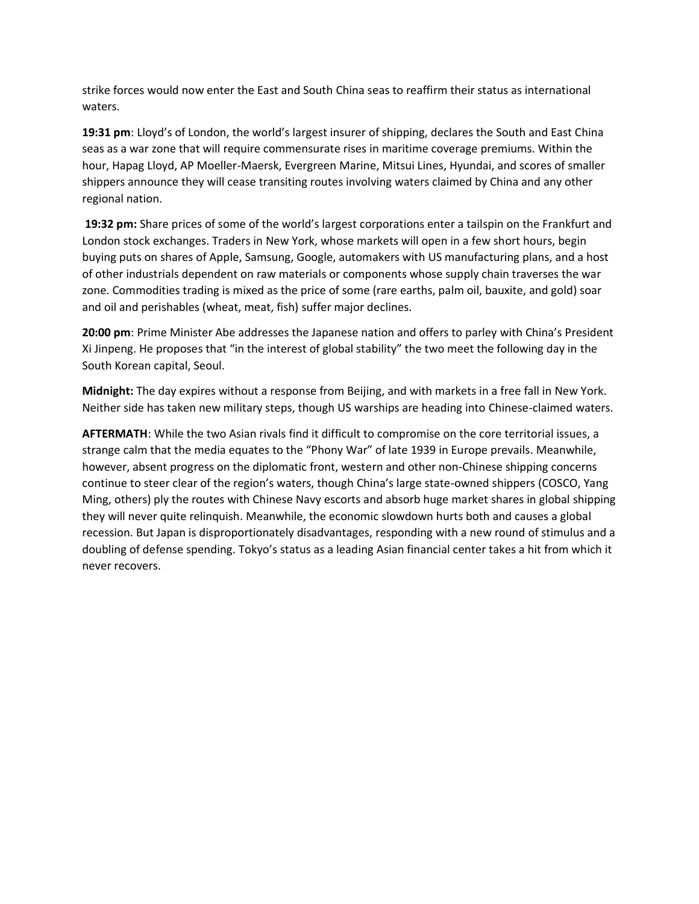strike forces would now enter the East and South China seas to reaffirm their status as international waters.

**19:31 pm**: Lloyd's of London, the world's largest insurer of shipping, declares the South and East China seas as a war zone that will require commensurate rises in maritime coverage premiums. Within the hour, Hapag Lloyd, AP Moeller-Maersk, Evergreen Marine, Mitsui Lines, Hyundai, and scores of smaller shippers announce they will cease transiting routes involving waters claimed by China and any other regional nation.

**19:32 pm:** Share prices of some of the world's largest corporations enter a tailspin on the Frankfurt and London stock exchanges. Traders in New York, whose markets will open in a few short hours, begin buying puts on shares of Apple, Samsung, Google, automakers with US manufacturing plans, and a host of other industrials dependent on raw materials or components whose supply chain traverses the war zone. Commodities trading is mixed as the price of some (rare earths, palm oil, bauxite, and gold) soar and oil and perishables (wheat, meat, fish) suffer major declines.

**20:00 pm**: Prime Minister Abe addresses the Japanese nation and offers to parley with China's President Xi Jinpeng. He proposes that "in the interest of global stability" the two meet the following day in the South Korean capital, Seoul.

**Midnight:** The day expires without a response from Beijing, and with markets in a free fall in New York. Neither side has taken new military steps, though US warships are heading into Chinese-claimed waters.

**AFTERMATH**: While the two Asian rivals find it difficult to compromise on the core territorial issues, a strange calm that the media equates to the "Phony War" of late 1939 in Europe prevails. Meanwhile, however, absent progress on the diplomatic front, western and other non-Chinese shipping concerns continue to steer clear of the region's waters, though China's large state-owned shippers (COSCO, Yang Ming, others) ply the routes with Chinese Navy escorts and absorb huge market shares in global shipping they will never quite relinquish. Meanwhile, the economic slowdown hurts both and causes a global recession. But Japan is disproportionately disadvantages, responding with a new round of stimulus and a doubling of defense spending. Tokyo's status as a leading Asian financial center takes a hit from which it never recovers.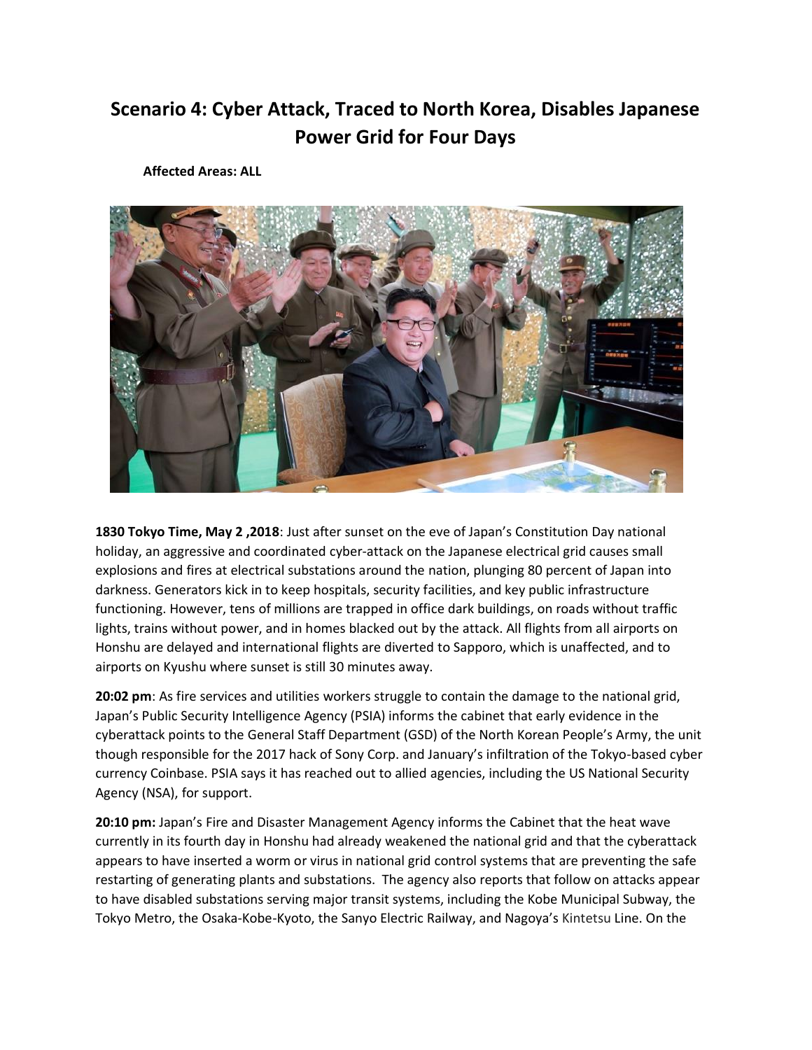# Scenario 4: Cyber Attack, Traced to North Korea, Disables Japanese Power Grid for Four Days

**Affected Areas: ALL**

**1830 Tokyo Time, May 2 ,2018**: Just after sunset on the eve of Japan's Constitution Day national holiday, an aggressive and coordinated cyber-attack on the Japanese electrical grid causes small explosions and fires at electrical substations around the nation, plunging 80 percent of Japan into darkness. Generators kick in to keep hospitals, security facilities, and key public infrastructure functioning. However, tens of millions are trapped in office dark buildings, on roads without traffic lights, trains without power, and in homes blacked out by the attack. All flights from all airports on Honshu are delayed and international flights are diverted to Sapporo, which is unaffected, and to airports on Kyushu where sunset is still 30 minutes away.

**20:02 pm**: As fire services and utilities workers struggle to contain the damage to the national grid, Japan's Public Security Intelligence Agency (PSIA) informs the cabinet that early evidence in the cyberattack points to the General Staff Department (GSD) of the North Korean People's Army, the unit though responsible for the 2017 hack of Sony Corp. and January's infiltration of the Tokyo-based cyber currency Coinbase. PSIA says it has reached out to allied agencies, including the US National Security Agency (NSA), for support.

**20:10 pm:** Japan's Fire and Disaster Management Agency informs the Cabinet that the heat wave currently in its fourth day in Honshu had already weakened the national grid and that the cyberattack appears to have inserted a worm or virus in national grid control systems that are preventing the safe restarting of generating plants and substations. The agency also reports that follow on attacks appear to have disabled substations serving major transit systems, including the Kobe Municipal Subway, the Tokyo Metro, the Osaka-Kobe-Kyoto, the Sanyo Electric Railway, and Nagoya's Kintetsu Line. On the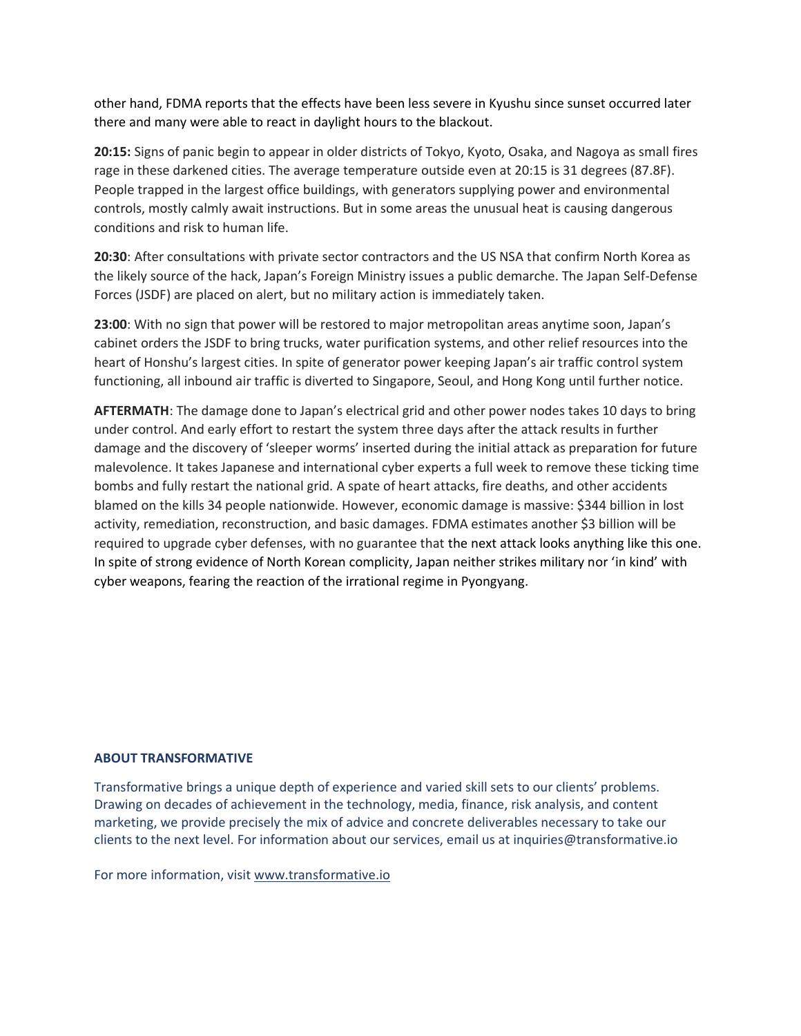other hand, FDMA reports that the effects have been less severe in Kyushu since sunset occurred later there and many were able to react in daylight hours to the blackout.

**20:15:** Signs of panic begin to appear in older districts of Tokyo, Kyoto, Osaka, and Nagoya as small fires rage in these darkened cities. The average temperature outside even at 20:15 is 31 degrees (87.8F). People trapped in the largest office buildings, with generators supplying power and environmental controls, mostly calmly await instructions. But in some areas the unusual heat is causing dangerous conditions and risk to human life.

**20:30**: After consultations with private sector contractors and the US NSA that confirm North Korea as the likely source of the hack, Japan's Foreign Ministry issues a public demarche. The Japan Self-Defense Forces (JSDF) are placed on alert, but no military action is immediately taken.

**23:00**: With no sign that power will be restored to major metropolitan areas anytime soon, Japan's cabinet orders the JSDF to bring trucks, water purification systems, and other relief resources into the heart of Honshu's largest cities. In spite of generator power keeping Japan's air traffic control system functioning, all inbound air traffic is diverted to Singapore, Seoul, and Hong Kong until further notice.

**AFTERMATH**: The damage done to Japan's electrical grid and other power nodes takes 10 days to bring under control. And early effort to restart the system three days after the attack results in further damage and the discovery of 'sleeper worms' inserted during the initial attack as preparation for future malevolence. It takes Japanese and international cyber experts a full week to remove these ticking time bombs and fully restart the national grid. A spate of heart attacks, fire deaths, and other accidents blamed on the kills 34 people nationwide. However, economic damage is massive: $344 billion in lost activity, remediation, reconstruction, and basic damages. FDMA estimates another $3 billion will be required to upgrade cyber defenses, with no guarantee that the next attack looks anything like this one. In spite of strong evidence of North Korean complicity, Japan neither strikes military nor 'in kind' with cyber weapons, fearing the reaction of the irrational regime in Pyongyang.

**ABOUT TRANSFORMATIVE**

Transformative brings a unique depth of experience and varied skill sets to our clients' problems. Drawing on decades of achievement in the technology, media, finance, risk analysis, and content marketing, we provide precisely the mix of advice and concrete deliverables necessary to take our clients to the next level. For information about our services, email us at inquiries@transformative.io

For more information, visit www.transformative.io